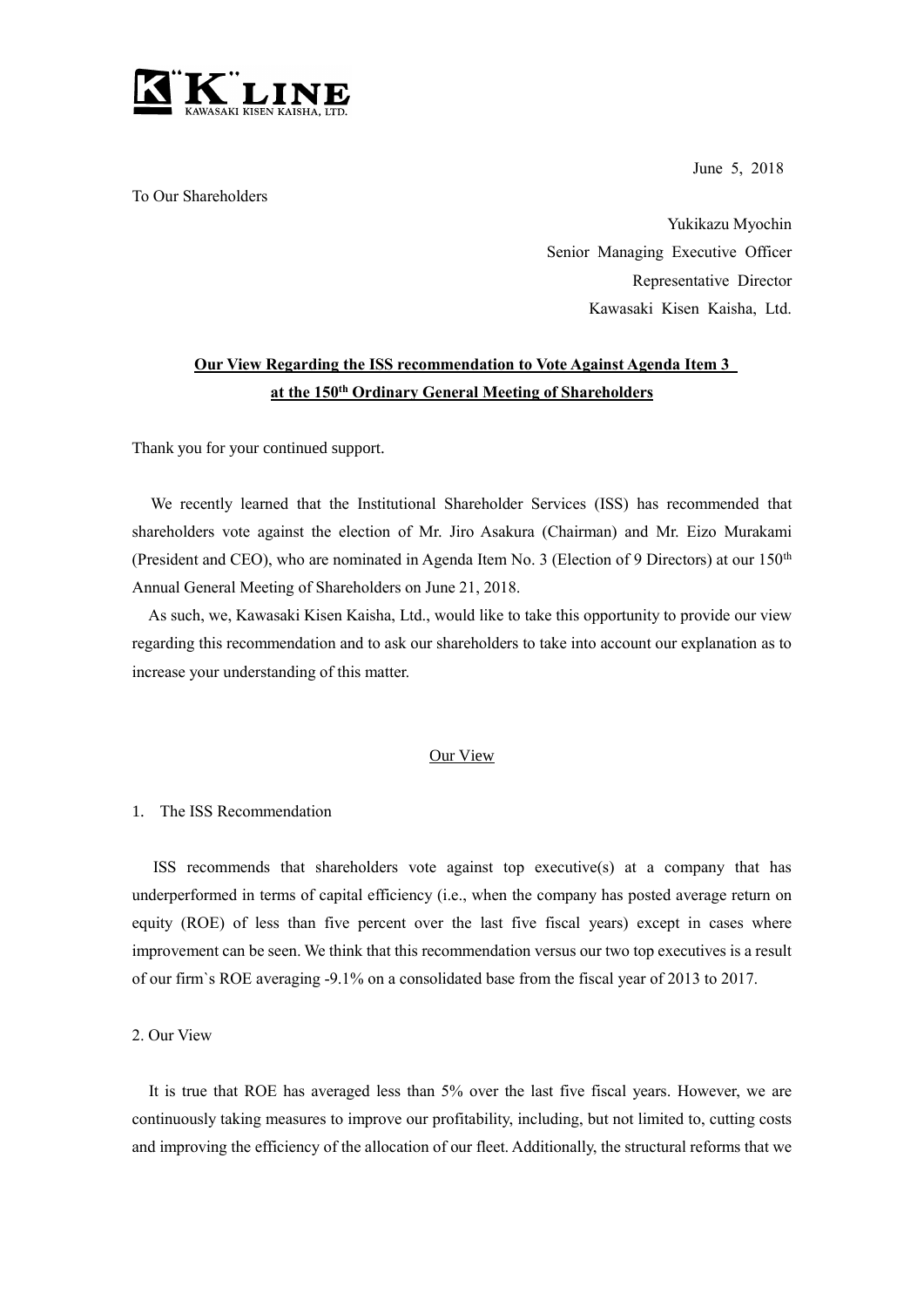"K" LINE
KAWASAKI KISEN KAISHA, LTD.

June 5, 2018

To Our Shareholders

Yukikazu Myochin
Senior Managing Executive Officer
Representative Director
Kawasaki Kisen Kaisha, Ltd.

**Our View Regarding the ISS recommendation to Vote Against Agenda Item 3 at the 150th Ordinary General Meeting of Shareholders**

Thank you for your continued support.

We recently learned that the Institutional Shareholder Services (ISS) has recommended that shareholders vote against the election of Mr. Jiro Asakura (Chairman) and Mr. Eizo Murakami (President and CEO), who are nominated in Agenda Item No. 3 (Election of 9 Directors) at our 150th Annual General Meeting of Shareholders on June 21, 2018.

As such, we, Kawasaki Kisen Kaisha, Ltd., would like to take this opportunity to provide our view regarding this recommendation and to ask our shareholders to take into account our explanation as to increase your understanding of this matter.

Our View

1. The ISS Recommendation

ISS recommends that shareholders vote against top executive(s) at a company that has underperformed in terms of capital efficiency (i.e., when the company has posted average return on equity (ROE) of less than five percent over the last five fiscal years) except in cases where improvement can be seen. We think that this recommendation versus our two top executives is a result of our firm`s ROE averaging -9.1% on a consolidated base from the fiscal year of 2013 to 2017.

2. Our View

It is true that ROE has averaged less than 5% over the last five fiscal years. However, we are continuously taking measures to improve our profitability, including, but not limited to, cutting costs and improving the efficiency of the allocation of our fleet. Additionally, the structural reforms that we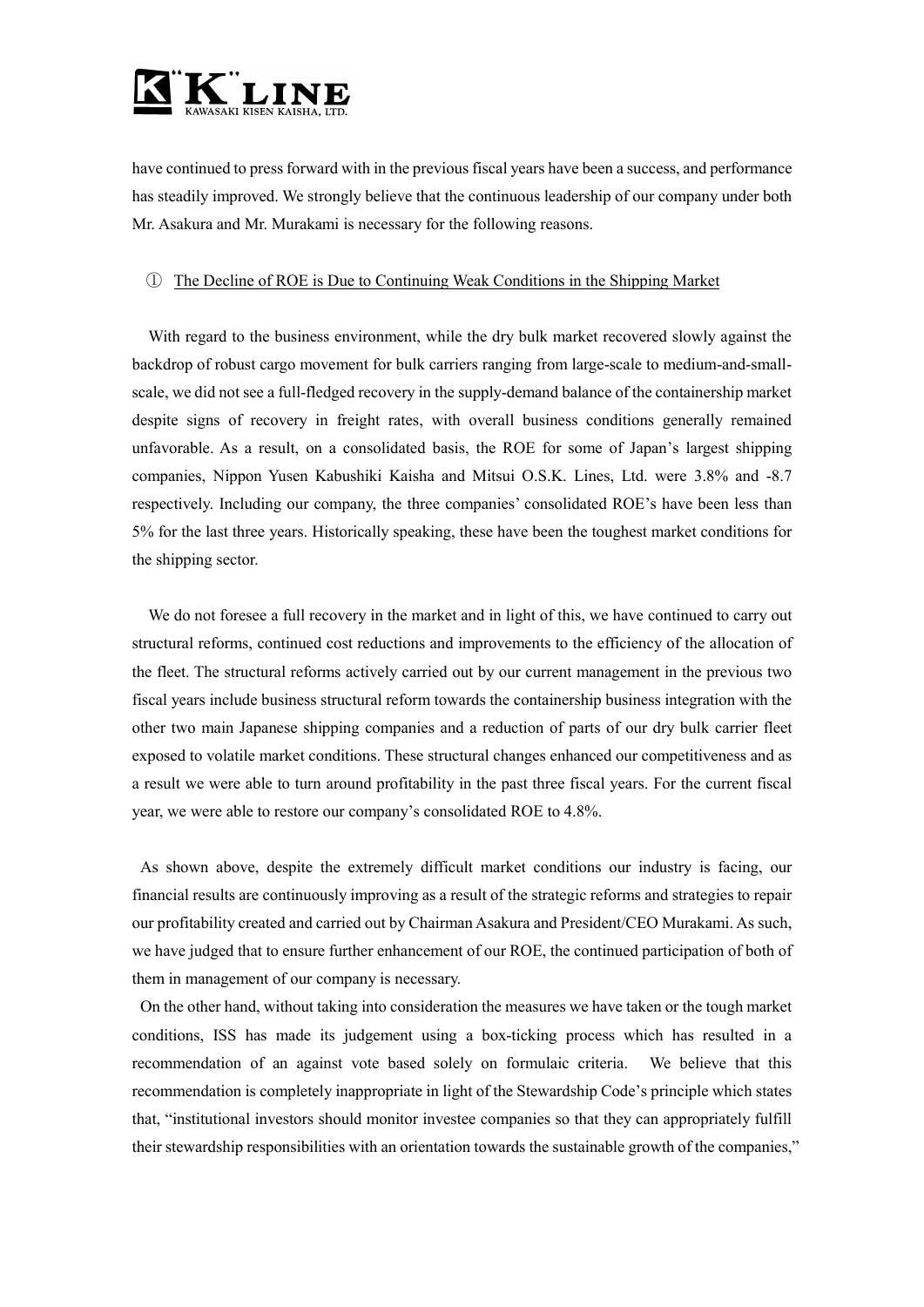have continued to press forward with in the previous fiscal years have been a success, and performance has steadily improved. We strongly believe that the continuous leadership of our company under both Mr. Asakura and Mr. Murakami is necessary for the following reasons.

① The Decline of ROE is Due to Continuing Weak Conditions in the Shipping Market

With regard to the business environment, while the dry bulk market recovered slowly against the backdrop of robust cargo movement for bulk carriers ranging from large-scale to medium-and-small-scale, we did not see a full-fledged recovery in the supply-demand balance of the containership market despite signs of recovery in freight rates, with overall business conditions generally remained unfavorable. As a result, on a consolidated basis, the ROE for some of Japan's largest shipping companies, Nippon Yusen Kabushiki Kaisha and Mitsui O.S.K. Lines, Ltd. were 3.8% and -8.7 respectively. Including our company, the three companies' consolidated ROE's have been less than 5% for the last three years. Historically speaking, these have been the toughest market conditions for the shipping sector.

We do not foresee a full recovery in the market and in light of this, we have continued to carry out structural reforms, continued cost reductions and improvements to the efficiency of the allocation of the fleet. The structural reforms actively carried out by our current management in the previous two fiscal years include business structural reform towards the containership business integration with the other two main Japanese shipping companies and a reduction of parts of our dry bulk carrier fleet exposed to volatile market conditions. These structural changes enhanced our competitiveness and as a result we were able to turn around profitability in the past three fiscal years. For the current fiscal year, we were able to restore our company's consolidated ROE to 4.8%.

As shown above, despite the extremely difficult market conditions our industry is facing, our financial results are continuously improving as a result of the strategic reforms and strategies to repair our profitability created and carried out by Chairman Asakura and President/CEO Murakami. As such, we have judged that to ensure further enhancement of our ROE, the continued participation of both of them in management of our company is necessary.

On the other hand, without taking into consideration the measures we have taken or the tough market conditions, ISS has made its judgement using a box-ticking process which has resulted in a recommendation of an against vote based solely on formulaic criteria. We believe that this recommendation is completely inappropriate in light of the Stewardship Code's principle which states that, "institutional investors should monitor investee companies so that they can appropriately fulfill their stewardship responsibilities with an orientation towards the sustainable growth of the companies,"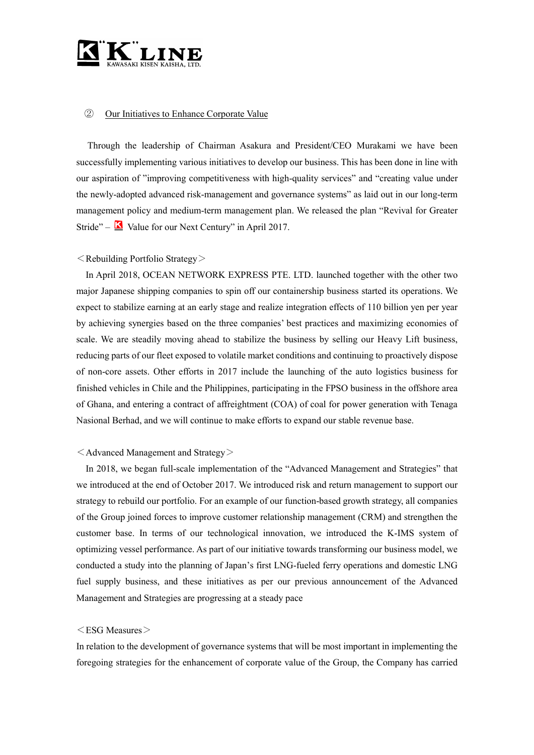② Our Initiatives to Enhance Corporate Value

Through the leadership of Chairman Asakura and President/CEO Murakami we have been successfully implementing various initiatives to develop our business. This has been done in line with our aspiration of "improving competitiveness with high-quality services" and "creating value under the newly-adopted advanced risk-management and governance systems" as laid out in our long-term management policy and medium-term management plan. We released the plan "Revival for Greater Stride" – K Value for our Next Century" in April 2017.

＜Rebuilding Portfolio Strategy＞

In April 2018, OCEAN NETWORK EXPRESS PTE. LTD. launched together with the other two major Japanese shipping companies to spin off our containership business started its operations. We expect to stabilize earning at an early stage and realize integration effects of 110 billion yen per year by achieving synergies based on the three companies' best practices and maximizing economies of scale. We are steadily moving ahead to stabilize the business by selling our Heavy Lift business, reducing parts of our fleet exposed to volatile market conditions and continuing to proactively dispose of non-core assets. Other efforts in 2017 include the launching of the auto logistics business for finished vehicles in Chile and the Philippines, participating in the FPSO business in the offshore area of Ghana, and entering a contract of affreightment (COA) of coal for power generation with Tenaga Nasional Berhad, and we will continue to make efforts to expand our stable revenue base.

＜Advanced Management and Strategy＞

In 2018, we began full-scale implementation of the "Advanced Management and Strategies" that we introduced at the end of October 2017. We introduced risk and return management to support our strategy to rebuild our portfolio. For an example of our function-based growth strategy, all companies of the Group joined forces to improve customer relationship management (CRM) and strengthen the customer base. In terms of our technological innovation, we introduced the K-IMS system of optimizing vessel performance. As part of our initiative towards transforming our business model, we conducted a study into the planning of Japan's first LNG-fueled ferry operations and domestic LNG fuel supply business, and these initiatives as per our previous announcement of the Advanced Management and Strategies are progressing at a steady pace

＜ESG Measures＞

In relation to the development of governance systems that will be most important in implementing the foregoing strategies for the enhancement of corporate value of the Group, the Company has carried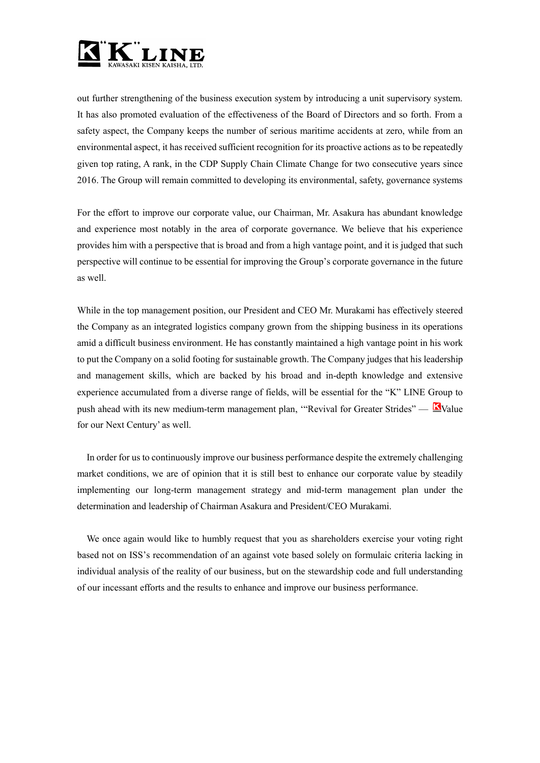out further strengthening of the business execution system by introducing a unit supervisory system. It has also promoted evaluation of the effectiveness of the Board of Directors and so forth. From a safety aspect, the Company keeps the number of serious maritime accidents at zero, while from an environmental aspect, it has received sufficient recognition for its proactive actions as to be repeatedly given top rating, A rank, in the CDP Supply Chain Climate Change for two consecutive years since 2016. The Group will remain committed to developing its environmental, safety, governance systems

For the effort to improve our corporate value, our Chairman, Mr. Asakura has abundant knowledge and experience most notably in the area of corporate governance. We believe that his experience provides him with a perspective that is broad and from a high vantage point, and it is judged that such perspective will continue to be essential for improving the Group's corporate governance in the future as well.

While in the top management position, our President and CEO Mr. Murakami has effectively steered the Company as an integrated logistics company grown from the shipping business in its operations amid a difficult business environment. He has constantly maintained a high vantage point in his work to put the Company on a solid footing for sustainable growth. The Company judges that his leadership and management skills, which are backed by his broad and in-depth knowledge and extensive experience accumulated from a diverse range of fields, will be essential for the "K" LINE Group to push ahead with its new medium-term management plan, '"Revival for Greater Strides" — Value for our Next Century' as well.

In order for us to continuously improve our business performance despite the extremely challenging market conditions, we are of opinion that it is still best to enhance our corporate value by steadily implementing our long-term management strategy and mid-term management plan under the determination and leadership of Chairman Asakura and President/CEO Murakami.

We once again would like to humbly request that you as shareholders exercise your voting right based not on ISS's recommendation of an against vote based solely on formulaic criteria lacking in individual analysis of the reality of our business, but on the stewardship code and full understanding of our incessant efforts and the results to enhance and improve our business performance.